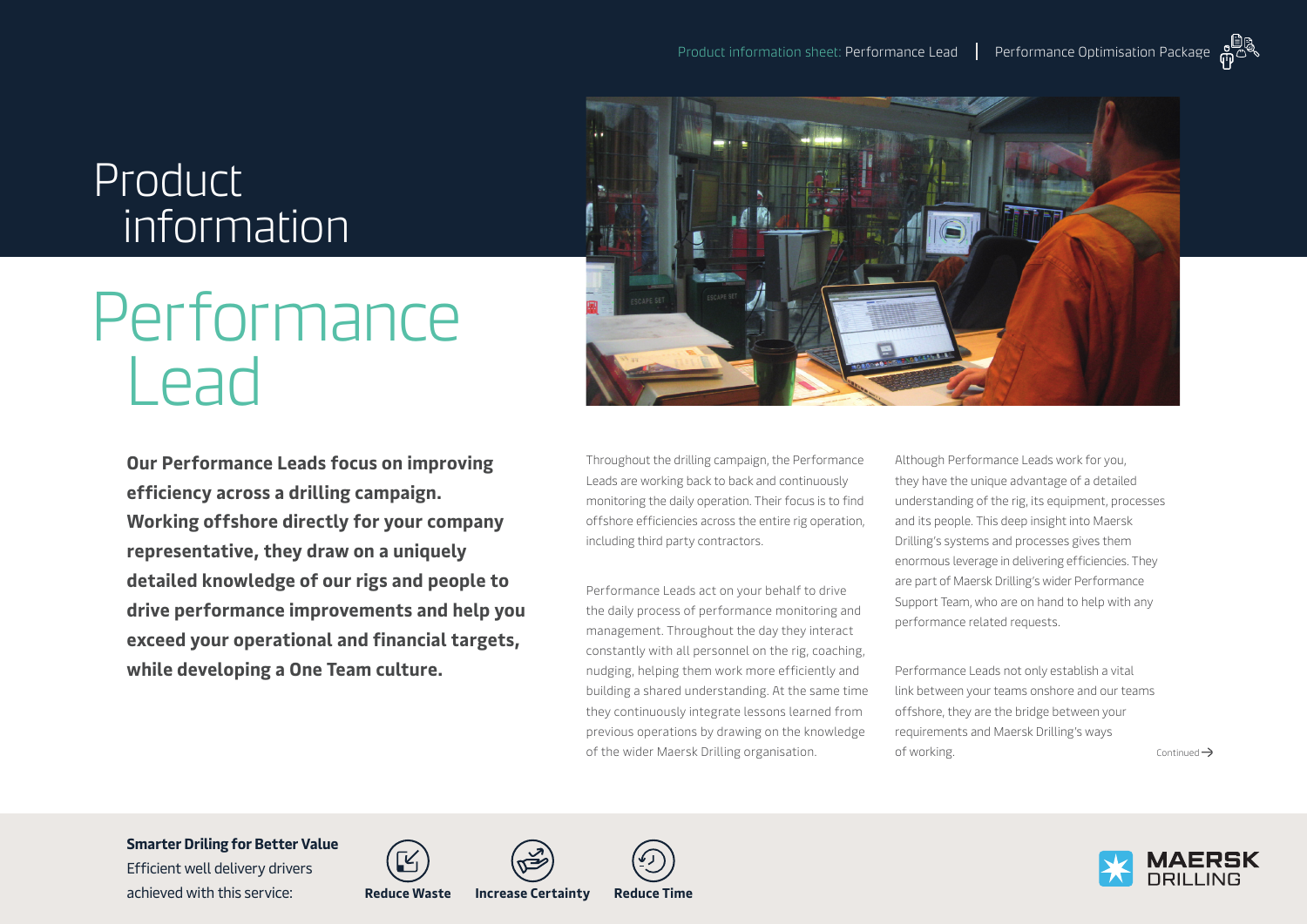# Product information

# Performance Lead

**Our Performance Leads focus on improving efficiency across a drilling campaign. Working offshore directly for your company representative, they draw on a uniquely detailed knowledge of our rigs and people to drive performance improvements and help you exceed your operational and financial targets, while developing a One Team culture.**

Throughout the drilling campaign, the Performance Leads are working back to back and continuously monitoring the daily operation. Their focus is to find offshore efficiencies across the entire rig operation, including third party contractors.

Performance Leads act on your behalf to drive the daily process of performance monitoring and management. Throughout the day they interact constantly with all personnel on the rig, coaching, nudging, helping them work more efficiently and building a shared understanding. At the same time they continuously integrate lessons learned from previous operations by drawing on the knowledge of the wider Maersk Drilling organisation.

Although Performance Leads work for you, they have the unique advantage of a detailed understanding of the rig, its equipment, processes and its people. This deep insight into Maersk Drilling's systems and processes gives them enormous leverage in delivering efficiencies. They are part of Maersk Drilling's wider Performance Support Team, who are on hand to help with any performance related requests.

Performance Leads not only establish a vital link between your teams onshore and our teams offshore, they are the bridge between your requirements and Maersk Drilling's ways of working.

Continued →

**Smarter Driling for Better Value**

Efficient well delivery drivers achieved with this service:

**Reduce Waste** **Increase Certainty** **Reduce Time**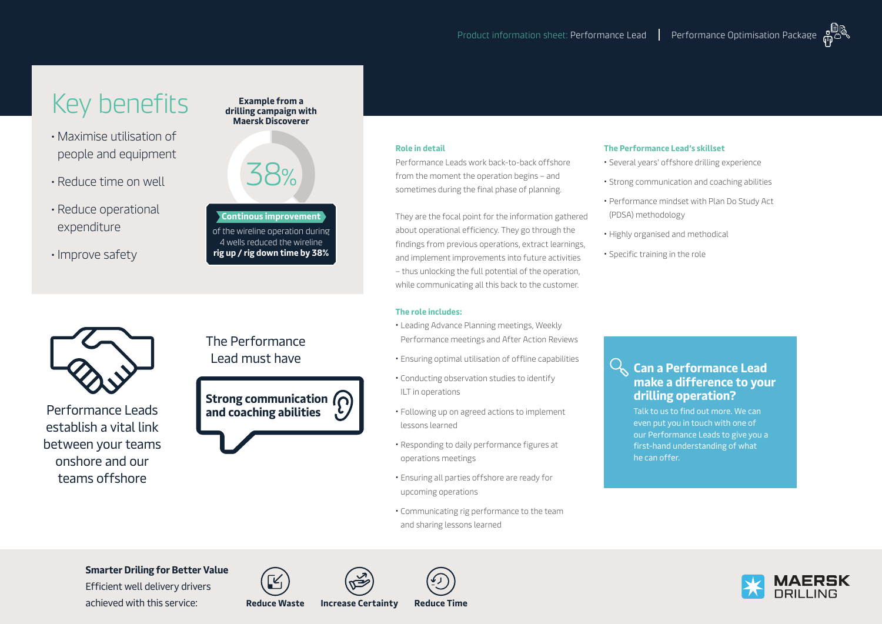# Key benefits

- Maximise utilisation of people and equipment
- Reduce time on well
- Reduce operational expenditure
- Improve safety

**Example from a drilling campaign with Maersk Discoverer**

38%

**Continous improvement**

of the wireline operation during 4 wells reduced the wireline **rig up / rig down time by 38%**

Performance Leads establish a vital link between your teams onshore and our teams offshore

The Performance Lead must have

**Strong communication and coaching abilities**

### Role in detail

Performance Leads work back-to-back offshore from the moment the operation begins – and sometimes during the final phase of planning.

They are the focal point for the information gathered about operational efficiency. They go through the findings from previous operations, extract learnings, and implement improvements into future activities – thus unlocking the full potential of the operation, while communicating all this back to the customer.

### The role includes:

- Leading Advance Planning meetings, Weekly Performance meetings and After Action Reviews
- Ensuring optimal utilisation of offline capabilities
- Conducting observation studies to identify ILT in operations
- Following up on agreed actions to implement lessons learned
- Responding to daily performance figures at operations meetings
- Ensuring all parties offshore are ready for upcoming operations
- Communicating rig performance to the team and sharing lessons learned

### The Performance Lead's skillset

- Several years' offshore drilling experience
- Strong communication and coaching abilities
- Performance mindset with Plan Do Study Act (PDSA) methodology
- Highly organised and methodical
- Specific training in the role

### Can a Performance Lead make a difference to your drilling operation?

Talk to us to find out more. We can even put you in touch with one of our Performance Leads to give you a first-hand understanding of what he can offer.

**Smarter Driling for Better Value**

Efficient well delivery drivers achieved with this service:

**Reduce Waste** **Increase Certainty** **Reduce Time**

MAERSK DRILLING